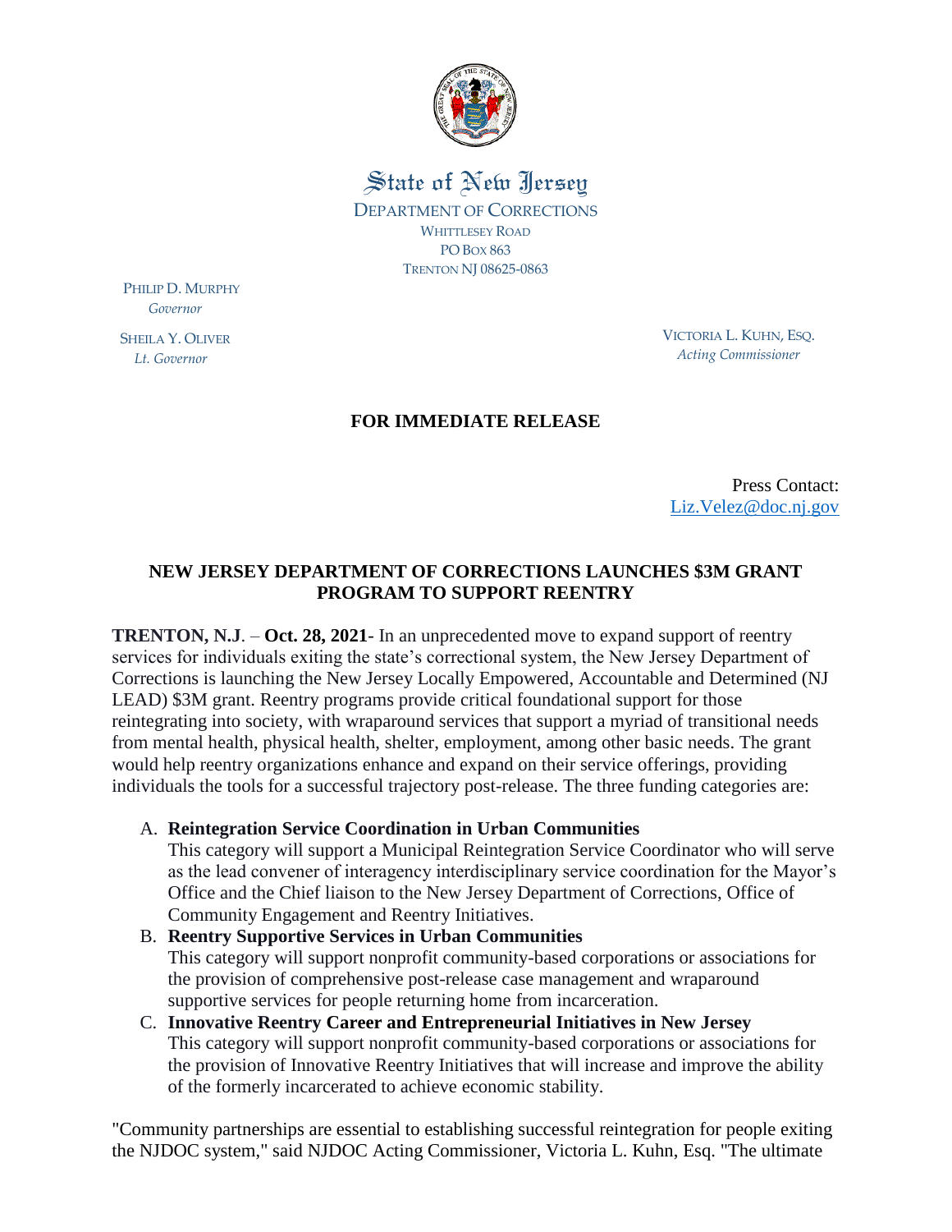State of New Jersey

DEPARTMENT OF CORRECTIONS
WHITTLESEY ROAD
PO BOX 863
TRENTON NJ 08625-0863

PHILIP D. MURPHY
*Governor*

SHEILA Y. OLIVER
*Lt. Governor*

VICTORIA L. KUHN, ESQ.
*Acting Commissioner*

**FOR IMMEDIATE RELEASE**

Press Contact:
Liz.Velez@doc.nj.gov

## NEW JERSEY DEPARTMENT OF CORRECTIONS LAUNCHES $3M GRANT PROGRAM TO SUPPORT REENTRY

**TRENTON, N.J**. – **Oct. 28, 2021**- In an unprecedented move to expand support of reentry services for individuals exiting the state's correctional system, the New Jersey Department of Corrections is launching the New Jersey Locally Empowered, Accountable and Determined (NJ LEAD) $3M grant. Reentry programs provide critical foundational support for those reintegrating into society, with wraparound services that support a myriad of transitional needs from mental health, physical health, shelter, employment, among other basic needs. The grant would help reentry organizations enhance and expand on their service offerings, providing individuals the tools for a successful trajectory post-release. The three funding categories are:

A. **Reintegration Service Coordination in Urban Communities**
   This category will support a Municipal Reintegration Service Coordinator who will serve as the lead convener of interagency interdisciplinary service coordination for the Mayor's Office and the Chief liaison to the New Jersey Department of Corrections, Office of Community Engagement and Reentry Initiatives.
B. **Reentry Supportive Services in Urban Communities**
   This category will support nonprofit community-based corporations or associations for the provision of comprehensive post-release case management and wraparound supportive services for people returning home from incarceration.
C. **Innovative Reentry Career and Entrepreneurial Initiatives in New Jersey**
   This category will support nonprofit community-based corporations or associations for the provision of Innovative Reentry Initiatives that will increase and improve the ability of the formerly incarcerated to achieve economic stability.

"Community partnerships are essential to establishing successful reintegration for people exiting the NJDOC system," said NJDOC Acting Commissioner, Victoria L. Kuhn, Esq. "The ultimate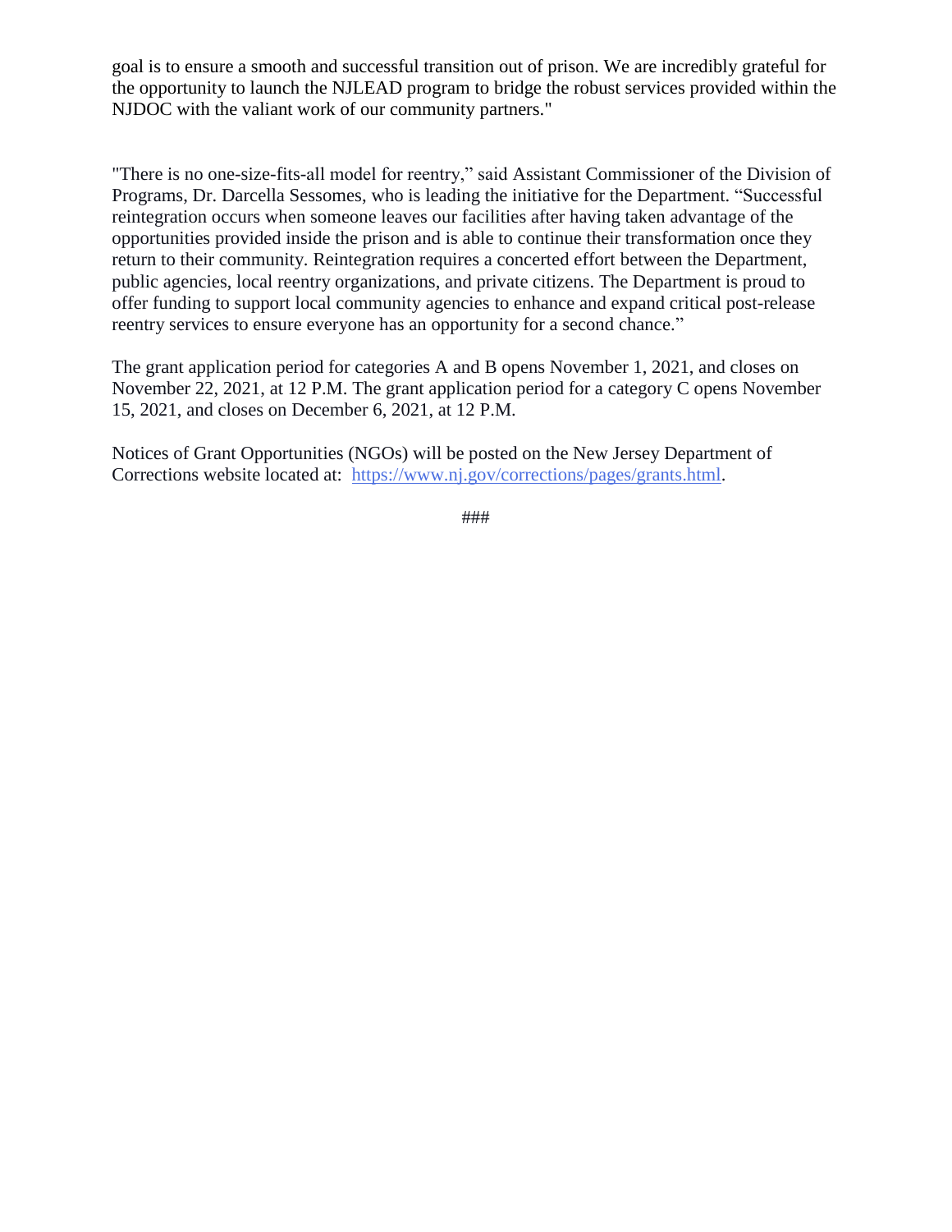goal is to ensure a smooth and successful transition out of prison. We are incredibly grateful for the opportunity to launch the NJLEAD program to bridge the robust services provided within the NJDOC with the valiant work of our community partners."

"There is no one-size-fits-all model for reentry," said Assistant Commissioner of the Division of Programs, Dr. Darcella Sessomes, who is leading the initiative for the Department. "Successful reintegration occurs when someone leaves our facilities after having taken advantage of the opportunities provided inside the prison and is able to continue their transformation once they return to their community. Reintegration requires a concerted effort between the Department, public agencies, local reentry organizations, and private citizens. The Department is proud to offer funding to support local community agencies to enhance and expand critical post-release reentry services to ensure everyone has an opportunity for a second chance."

The grant application period for categories A and B opens November 1, 2021, and closes on November 22, 2021, at 12 P.M. The grant application period for a category C opens November 15, 2021, and closes on December 6, 2021, at 12 P.M.

Notices of Grant Opportunities (NGOs) will be posted on the New Jersey Department of Corrections website located at: https://www.nj.gov/corrections/pages/grants.html.

###